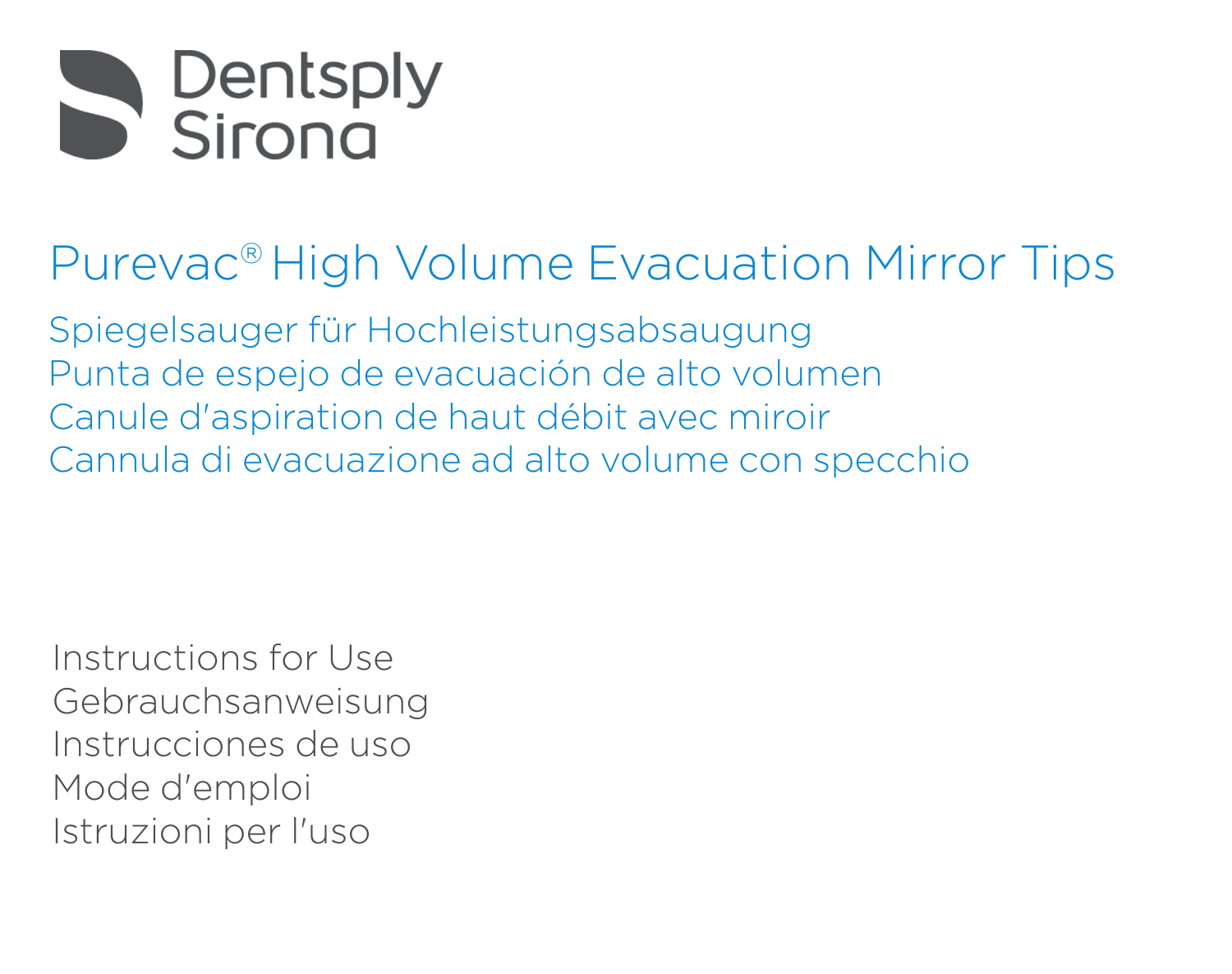Dentsply Sirona

# Purevac® High Volume Evacuation Mirror Tips

## Spiegelsauger für Hochleistungsabsaugung
## Punta de espejo de evacuación de alto volumen
## Canule d'aspiration de haut débit avec miroir
## Cannula di evacuazione ad alto volume con specchio

Instructions for Use
Gebrauchsanweisung
Instrucciones de uso
Mode d'emploi
Istruzioni per l'uso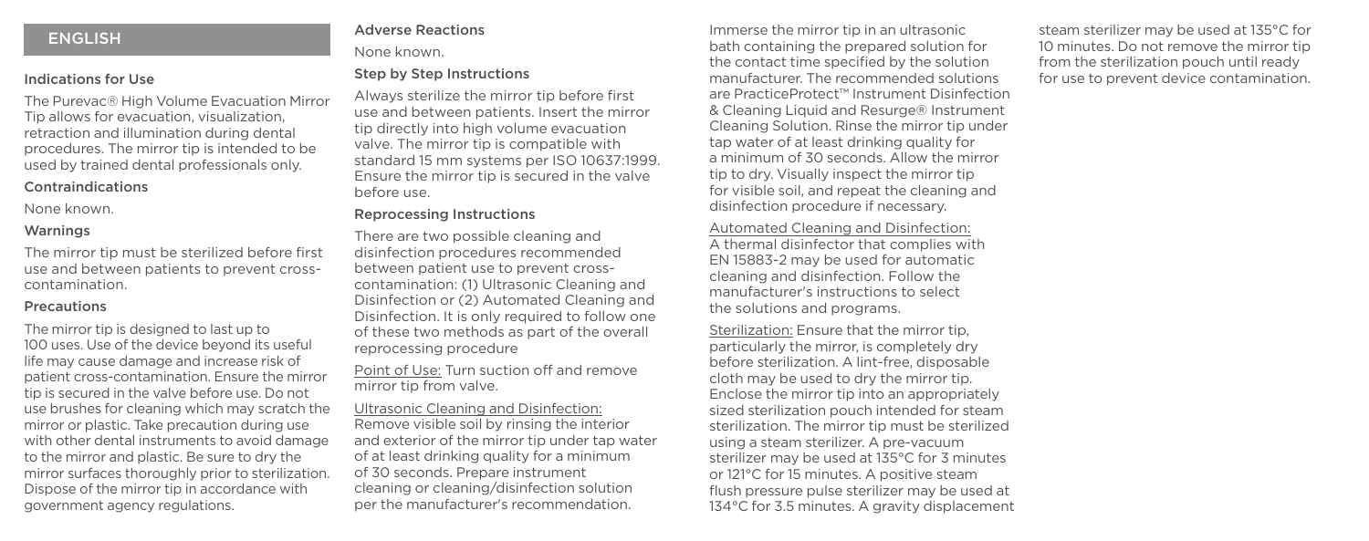## ENGLISH

### Indications for Use

The Purevac® High Volume Evacuation Mirror Tip allows for evacuation, visualization, retraction and illumination during dental procedures. The mirror tip is intended to be used by trained dental professionals only.

### Contraindications

None known.

### Warnings

The mirror tip must be sterilized before first use and between patients to prevent cross-contamination.

### Precautions

The mirror tip is designed to last up to 100 uses. Use of the device beyond its useful life may cause damage and increase risk of patient cross-contamination. Ensure the mirror tip is secured in the valve before use. Do not use brushes for cleaning which may scratch the mirror or plastic. Take precaution during use with other dental instruments to avoid damage to the mirror and plastic. Be sure to dry the mirror surfaces thoroughly prior to sterilization. Dispose of the mirror tip in accordance with government agency regulations.

### Adverse Reactions

None known.

### Step by Step Instructions

Always sterilize the mirror tip before first use and between patients. Insert the mirror tip directly into high volume evacuation valve. The mirror tip is compatible with standard 15 mm systems per ISO 10637:1999. Ensure the mirror tip is secured in the valve before use.

### Reprocessing Instructions

There are two possible cleaning and disinfection procedures recommended between patient use to prevent cross-contamination: (1) Ultrasonic Cleaning and Disinfection or (2) Automated Cleaning and Disinfection. It is only required to follow one of these two methods as part of the overall reprocessing procedure

Point of Use: Turn suction off and remove mirror tip from valve.

Ultrasonic Cleaning and Disinfection: Remove visible soil by rinsing the interior and exterior of the mirror tip under tap water of at least drinking quality for a minimum of 30 seconds. Prepare instrument cleaning or cleaning/disinfection solution per the manufacturer's recommendation. Immerse the mirror tip in an ultrasonic bath containing the prepared solution for the contact time specified by the solution manufacturer. The recommended solutions are PracticeProtect™ Instrument Disinfection & Cleaning Liquid and Resurge® Instrument Cleaning Solution. Rinse the mirror tip under tap water of at least drinking quality for a minimum of 30 seconds. Allow the mirror tip to dry. Visually inspect the mirror tip for visible soil, and repeat the cleaning and disinfection procedure if necessary.

Automated Cleaning and Disinfection: A thermal disinfector that complies with EN 15883-2 may be used for automatic cleaning and disinfection. Follow the manufacturer's instructions to select the solutions and programs.

Sterilization: Ensure that the mirror tip, particularly the mirror, is completely dry before sterilization. A lint-free, disposable cloth may be used to dry the mirror tip. Enclose the mirror tip into an appropriately sized sterilization pouch intended for steam sterilization. The mirror tip must be sterilized using a steam sterilizer. A pre-vacuum sterilizer may be used at 135°C for 3 minutes or 121°C for 15 minutes. A positive steam flush pressure pulse sterilizer may be used at 134°C for 3.5 minutes. A gravity displacement steam sterilizer may be used at 135°C for 10 minutes. Do not remove the mirror tip from the sterilization pouch until ready for use to prevent device contamination.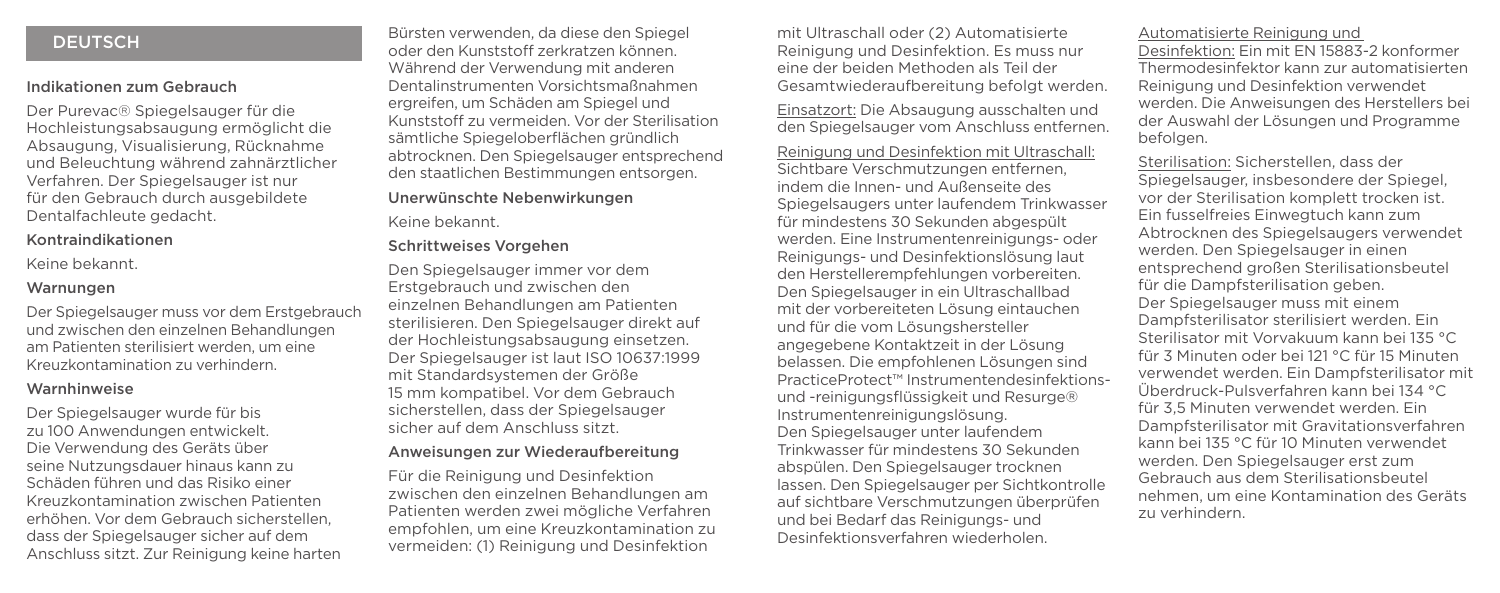# DEUTSCH

## Indikationen zum Gebrauch

Der Purevac® Spiegelsauger für die Hochleistungsabsaugung ermöglicht die Absaugung, Visualisierung, Rücknahme und Beleuchtung während zahnärztlicher Verfahren. Der Spiegelsauger ist nur für den Gebrauch durch ausgebildete Dentalfachleute gedacht.

## Kontraindikationen

Keine bekannt.

## Warnungen

Der Spiegelsauger muss vor dem Erstgebrauch und zwischen den einzelnen Behandlungen am Patienten sterilisiert werden, um eine Kreuzkontamination zu verhindern.

## Warnhinweise

Der Spiegelsauger wurde für bis zu 100 Anwendungen entwickelt. Die Verwendung des Geräts über seine Nutzungsdauer hinaus kann zu Schäden führen und das Risiko einer Kreuzkontamination zwischen Patienten erhöhen. Vor dem Gebrauch sicherstellen, dass der Spiegelsauger sicher auf dem Anschluss sitzt. Zur Reinigung keine harten Bürsten verwenden, da diese den Spiegel oder den Kunststoff zerkratzen können. Während der Verwendung mit anderen Dentalinstrumenten Vorsichtsmaßnahmen ergreifen, um Schäden am Spiegel und Kunststoff zu vermeiden. Vor der Sterilisation sämtliche Spiegeloberflächen gründlich abtrocknen. Den Spiegelsauger entsprechend den staatlichen Bestimmungen entsorgen.

## Unerwünschte Nebenwirkungen

Keine bekannt.

## Schrittweises Vorgehen

Den Spiegelsauger immer vor dem Erstgebrauch und zwischen den einzelnen Behandlungen am Patienten sterilisieren. Den Spiegelsauger direkt auf der Hochleistungsabsaugung einsetzen. Der Spiegelsauger ist laut ISO 10637:1999 mit Standardsystemen der Größe 15 mm kompatibel. Vor dem Gebrauch sicherstellen, dass der Spiegelsauger sicher auf dem Anschluss sitzt.

## Anweisungen zur Wiederaufbereitung

Für die Reinigung und Desinfektion zwischen den einzelnen Behandlungen am Patienten werden zwei mögliche Verfahren empfohlen, um eine Kreuzkontamination zu vermeiden: (1) Reinigung und Desinfektion mit Ultraschall oder (2) Automatisierte Reinigung und Desinfektion. Es muss nur eine der beiden Methoden als Teil der Gesamtwiederaufbereitung befolgt werden.

Einsatzort: Die Absaugung ausschalten und den Spiegelsauger vom Anschluss entfernen.

Reinigung und Desinfektion mit Ultraschall: Sichtbare Verschmutzungen entfernen, indem die Innen- und Außenseite des Spiegelsaugers unter laufendem Trinkwasser für mindestens 30 Sekunden abgespült werden. Eine Instrumentenreinigungs- oder Reinigungs- und Desinfektionslösung laut den Herstellerempfehlungen vorbereiten. Den Spiegelsauger in ein Ultraschallbad mit der vorbereiteten Lösung eintauchen und für die vom Lösungshersteller angegebene Kontaktzeit in der Lösung belassen. Die empfohlenen Lösungen sind PracticeProtect™ Instrumentendesinfektions- und -reinigungsflüssigkeit und Resurge® Instrumentenreinigungslösung. Den Spiegelsauger unter laufendem Trinkwasser für mindestens 30 Sekunden abspülen. Den Spiegelsauger trocknen lassen. Den Spiegelsauger per Sichtkontrolle auf sichtbare Verschmutzungen überprüfen und bei Bedarf das Reinigungs- und Desinfektionsverfahren wiederholen.

Automatisierte Reinigung und Desinfektion: Ein mit EN 15883-2 konformer Thermodesinfektor kann zur automatisierten Reinigung und Desinfektion verwendet werden. Die Anweisungen des Herstellers bei der Auswahl der Lösungen und Programme befolgen.

Sterilisation: Sicherstellen, dass der Spiegelsauger, insbesondere der Spiegel, vor der Sterilisation komplett trocken ist. Ein fusselfreies Einwegtuch kann zum Abtrocknen des Spiegelsaugers verwendet werden. Den Spiegelsauger in einen entsprechend großen Sterilisationsbeutel für die Dampfsterilisation geben. Der Spiegelsauger muss mit einem Dampfsterilisator sterilisiert werden. Ein Sterilisator mit Vorvakuum kann bei 135 °C für 3 Minuten oder bei 121 °C für 15 Minuten verwendet werden. Ein Dampfsterilisator mit Überdruck-Pulsverfahren kann bei 134 °C für 3,5 Minuten verwendet werden. Ein Dampfsterilisator mit Gravitationsverfahren kann bei 135 °C für 10 Minuten verwendet werden. Den Spiegelsauger erst zum Gebrauch aus dem Sterilisationsbeutel nehmen, um eine Kontamination des Geräts zu verhindern.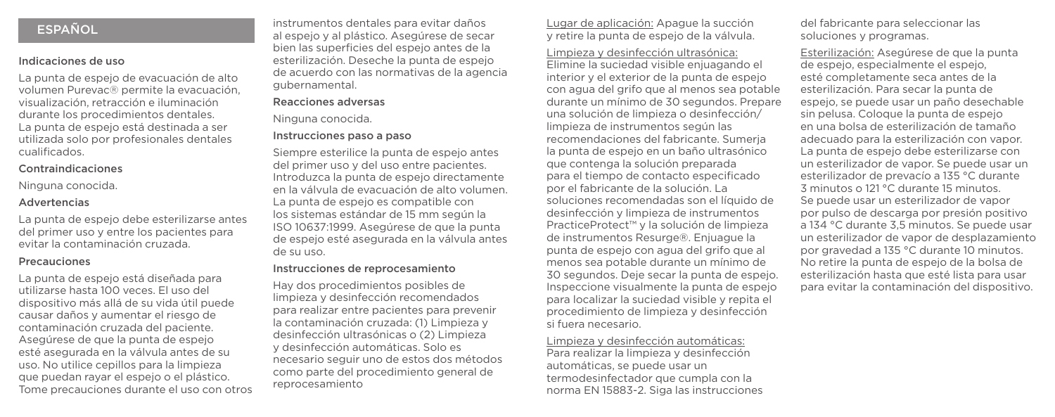## ESPAÑOL

### Indicaciones de uso

La punta de espejo de evacuación de alto volumen Purevac® permite la evacuación, visualización, retracción e iluminación durante los procedimientos dentales. La punta de espejo está destinada a ser utilizada solo por profesionales dentales cualificados.

### Contraindicaciones

Ninguna conocida.

### Advertencias

La punta de espejo debe esterilizarse antes del primer uso y entre los pacientes para evitar la contaminación cruzada.

### Precauciones

La punta de espejo está diseñada para utilizarse hasta 100 veces. El uso del dispositivo más allá de su vida útil puede causar daños y aumentar el riesgo de contaminación cruzada del paciente. Asegúrese de que la punta de espejo esté asegurada en la válvula antes de su uso. No utilice cepillos para la limpieza que puedan rayar el espejo o el plástico. Tome precauciones durante el uso con otros instrumentos dentales para evitar daños al espejo y al plástico. Asegúrese de secar bien las superficies del espejo antes de la esterilización. Deseche la punta de espejo de acuerdo con las normativas de la agencia gubernamental.

### Reacciones adversas

Ninguna conocida.

### Instrucciones paso a paso

Siempre esterilice la punta de espejo antes del primer uso y del uso entre pacientes. Introduzca la punta de espejo directamente en la válvula de evacuación de alto volumen. La punta de espejo es compatible con los sistemas estándar de 15 mm según la ISO 10637:1999. Asegúrese de que la punta de espejo esté asegurada en la válvula antes de su uso.

### Instrucciones de reprocesamiento

Hay dos procedimientos posibles de limpieza y desinfección recomendados para realizar entre pacientes para prevenir la contaminación cruzada: (1) Limpieza y desinfección ultrasónicas o (2) Limpieza y desinfección automáticas. Solo es necesario seguir uno de estos dos métodos como parte del procedimiento general de reprocesamiento

Lugar de aplicación: Apague la succión y retire la punta de espejo de la válvula.

Limpieza y desinfección ultrasónica: Elimine la suciedad visible enjuagando el interior y el exterior de la punta de espejo con agua del grifo que al menos sea potable durante un mínimo de 30 segundos. Prepare una solución de limpieza o desinfección/limpieza de instrumentos según las recomendaciones del fabricante. Sumerja la punta de espejo en un baño ultrasónico que contenga la solución preparada para el tiempo de contacto especificado por el fabricante de la solución. La soluciones recomendadas son el líquido de desinfección y limpieza de instrumentos PracticeProtect™ y la solución de limpieza de instrumentos Resurge®. Enjuague la punta de espejo con agua del grifo que al menos sea potable durante un mínimo de 30 segundos. Deje secar la punta de espejo. Inspeccione visualmente la punta de espejo para localizar la suciedad visible y repita el procedimiento de limpieza y desinfección si fuera necesario.

Limpieza y desinfección automáticas: Para realizar la limpieza y desinfección automáticas, se puede usar un termodesinfectador que cumpla con la norma EN 15883-2. Siga las instrucciones del fabricante para seleccionar las soluciones y programas.

Esterilización: Asegúrese de que la punta de espejo, especialmente el espejo, esté completamente seca antes de la esterilización. Para secar la punta de espejo, se puede usar un paño desechable sin pelusa. Coloque la punta de espejo en una bolsa de esterilización de tamaño adecuado para la esterilización con vapor. La punta de espejo debe esterilizarse con un esterilizador de vapor. Se puede usar un esterilizador de prevacío a 135 °C durante 3 minutos o 121 °C durante 15 minutos. Se puede usar un esterilizador de vapor por pulso de descarga por presión positivo a 134 °C durante 3,5 minutos. Se puede usar un esterilizador de vapor de desplazamiento por gravedad a 135 °C durante 10 minutos. No retire la punta de espejo de la bolsa de esterilización hasta que esté lista para usar para evitar la contaminación del dispositivo.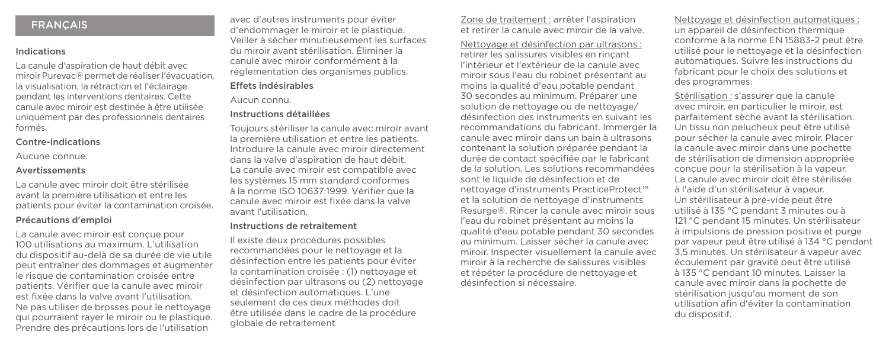# FRANÇAIS

## Indications

La canule d'aspiration de haut débit avec miroir Purevac® permet de réaliser l'évacuation, la visualisation, la rétraction et l'éclairage pendant les interventions dentaires. Cette canule avec miroir est destinée à être utilisée uniquement par des professionnels dentaires formés.

## Contre-indications

Aucune connue.

## Avertissements

La canule avec miroir doit être stérilisée avant la première utilisation et entre les patients pour éviter la contamination croisée.

## Précautions d'emploi

La canule avec miroir est conçue pour 100 utilisations au maximum. L'utilisation du dispositif au-delà de sa durée de vie utile peut entraîner des dommages et augmenter le risque de contamination croisée entre patients. Vérifier que la canule avec miroir est fixée dans la valve avant l'utilisation. Ne pas utiliser de brosses pour le nettoyage qui pourraient rayer le miroir ou le plastique. Prendre des précautions lors de l'utilisation avec d'autres instruments pour éviter d'endommager le miroir et le plastique. Veiller à sécher minutieusement les surfaces du miroir avant stérilisation. Éliminer la canule avec miroir conformément à la réglementation des organismes publics.

## Effets indésirables

Aucun connu.

## Instructions détaillées

Toujours stériliser la canule avec miroir avant la première utilisation et entre les patients. Introduire la canule avec miroir directement dans la valve d'aspiration de haut débit. La canule avec miroir est compatible avec les systèmes 15 mm standard conformes à la norme ISO 10637:1999. Vérifier que la canule avec miroir est fixée dans la valve avant l'utilisation.

## Instructions de retraitement

Il existe deux procédures possibles recommandées pour le nettoyage et la désinfection entre les patients pour éviter la contamination croisée : (1) nettoyage et désinfection par ultrasons ou (2) nettoyage et désinfection automatiques. L'une seulement de ces deux méthodes doit être utilisée dans le cadre de la procédure globale de retraitement

Zone de traitement : arrêter l'aspiration et retirer la canule avec miroir de la valve.

Nettoyage et désinfection par ultrasons : retirer les salissures visibles en rinçant l'intérieur et l'extérieur de la canule avec miroir sous l'eau du robinet présentant au moins la qualité d'eau potable pendant 30 secondes au minimum. Préparer une solution de nettoyage ou de nettoyage/désinfection des instruments en suivant les recommandations du fabricant. Immerger la canule avec miroir dans un bain à ultrasons contenant la solution préparée pendant la durée de contact spécifiée par le fabricant de la solution. Les solutions recommandées sont le liquide de désinfection et de nettoyage d'instruments PracticeProtect™ et la solution de nettoyage d'instruments Resurge®. Rincer la canule avec miroir sous l'eau du robinet présentant au moins la qualité d'eau potable pendant 30 secondes au minimum. Laisser sécher la canule avec miroir. Inspecter visuellement la canule avec miroir à la recherche de salissures visibles et répéter la procédure de nettoyage et désinfection si nécessaire.

Nettoyage et désinfection automatiques : un appareil de désinfection thermique conforme à la norme EN 15883-2 peut être utilisé pour le nettoyage et la désinfection automatiques. Suivre les instructions du fabricant pour le choix des solutions et des programmes.

Stérilisation : s'assurer que la canule avec miroir, en particulier le miroir, est parfaitement sèche avant la stérilisation. Un tissu non pelucheux peut être utilisé pour sécher la canule avec miroir. Placer la canule avec miroir dans une pochette de stérilisation de dimension appropriée conçue pour la stérilisation à la vapeur. La canule avec miroir doit être stérilisée à l'aide d'un stérilisateur à vapeur. Un stérilisateur à pré-vide peut être utilisé à 135 °C pendant 3 minutes ou à 121 °C pendant 15 minutes. Un stérilisateur à impulsions de pression positive et purge par vapeur peut être utilisé à 134 °C pendant 3,5 minutes. Un stérilisateur à vapeur avec écoulement par gravité peut être utilisé à 135 °C pendant 10 minutes. Laisser la canule avec miroir dans la pochette de stérilisation jusqu'au moment de son utilisation afin d'éviter la contamination du dispositif.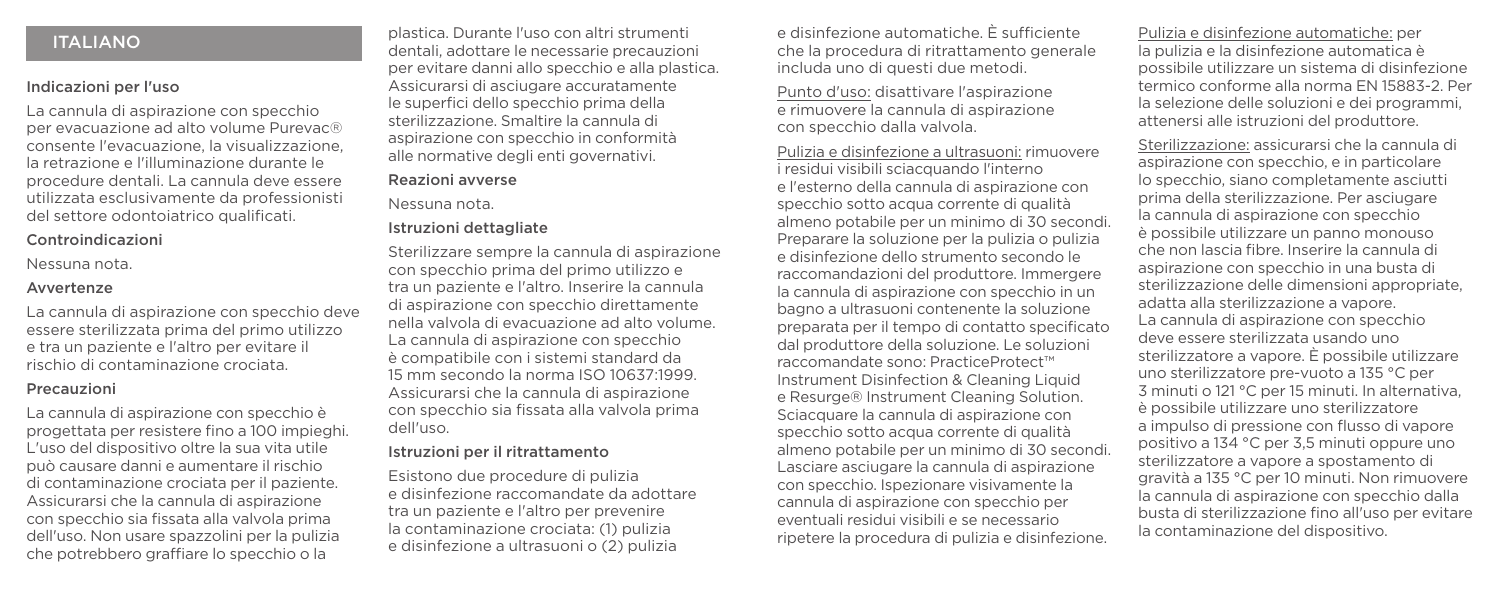## ITALIANO

### Indicazioni per l'uso

La cannula di aspirazione con specchio per evacuazione ad alto volume Purevac® consente l'evacuazione, la visualizzazione, la retrazione e l'illuminazione durante le procedure dentali. La cannula deve essere utilizzata esclusivamente da professionisti del settore odontoiatrico qualificati.

### Controindicazioni

Nessuna nota.

### Avvertenze

La cannula di aspirazione con specchio deve essere sterilizzata prima del primo utilizzo e tra un paziente e l'altro per evitare il rischio di contaminazione crociata.

### Precauzioni

La cannula di aspirazione con specchio è progettata per resistere fino a 100 impieghi. L'uso del dispositivo oltre la sua vita utile può causare danni e aumentare il rischio di contaminazione crociata per il paziente. Assicurarsi che la cannula di aspirazione con specchio sia fissata alla valvola prima dell'uso. Non usare spazzolini per la pulizia che potrebbero graffiare lo specchio o la plastica. Durante l'uso con altri strumenti dentali, adottare le necessarie precauzioni per evitare danni allo specchio e alla plastica. Assicurarsi di asciugare accuratamente le superfici dello specchio prima della sterilizzazione. Smaltire la cannula di aspirazione con specchio in conformità alle normative degli enti governativi.

### Reazioni avverse

Nessuna nota.

### Istruzioni dettagliate

Sterilizzare sempre la cannula di aspirazione con specchio prima del primo utilizzo e tra un paziente e l'altro. Inserire la cannula di aspirazione con specchio direttamente nella valvola di evacuazione ad alto volume. La cannula di aspirazione con specchio è compatibile con i sistemi standard da 15 mm secondo la norma ISO 10637:1999. Assicurarsi che la cannula di aspirazione con specchio sia fissata alla valvola prima dell'uso.

### Istruzioni per il ritrattamento

Esistono due procedure di pulizia e disinfezione raccomandate da adottare tra un paziente e l'altro per prevenire la contaminazione crociata: (1) pulizia e disinfezione a ultrasuoni o (2) pulizia e disinfezione automatiche. È sufficiente che la procedura di ritrattamento generale includa uno di questi due metodi.

Punto d'uso: disattivare l'aspirazione e rimuovere la cannula di aspirazione con specchio dalla valvola.

Pulizia e disinfezione a ultrasuoni: rimuovere i residui visibili sciacquando l'interno e l'esterno della cannula di aspirazione con specchio sotto acqua corrente di qualità almeno potabile per un minimo di 30 secondi. Preparare la soluzione per la pulizia o pulizia e disinfezione dello strumento secondo le raccomandazioni del produttore. Immergere la cannula di aspirazione con specchio in un bagno a ultrasuoni contenente la soluzione preparata per il tempo di contatto specificato dal produttore della soluzione. Le soluzioni raccomandate sono: PracticeProtect™ Instrument Disinfection & Cleaning Liquid e Resurge® Instrument Cleaning Solution. Sciacquare la cannula di aspirazione con specchio sotto acqua corrente di qualità almeno potabile per un minimo di 30 secondi. Lasciare asciugare la cannula di aspirazione con specchio. Ispezionare visivamente la cannula di aspirazione con specchio per eventuali residui visibili e se necessario ripetere la procedura di pulizia e disinfezione.

Pulizia e disinfezione automatiche: per la pulizia e la disinfezione automatica è possibile utilizzare un sistema di disinfezione termico conforme alla norma EN 15883-2. Per la selezione delle soluzioni e dei programmi, attenersi alle istruzioni del produttore.

Sterilizzazione: assicurarsi che la cannula di aspirazione con specchio, e in particolare lo specchio, siano completamente asciutti prima della sterilizzazione. Per asciugare la cannula di aspirazione con specchio è possibile utilizzare un panno monouso che non lascia fibre. Inserire la cannula di aspirazione con specchio in una busta di sterilizzazione delle dimensioni appropriate, adatta alla sterilizzazione a vapore. La cannula di aspirazione con specchio deve essere sterilizzata usando uno sterilizzatore a vapore. È possibile utilizzare uno sterilizzatore pre-vuoto a 135 °C per 3 minuti o 121 °C per 15 minuti. In alternativa, è possibile utilizzare uno sterilizzatore a impulso di pressione con flusso di vapore positivo a 134 °C per 3,5 minuti oppure uno sterilizzatore a vapore a spostamento di gravità a 135 °C per 10 minuti. Non rimuovere la cannula di aspirazione con specchio dalla busta di sterilizzazione fino all'uso per evitare la contaminazione del dispositivo.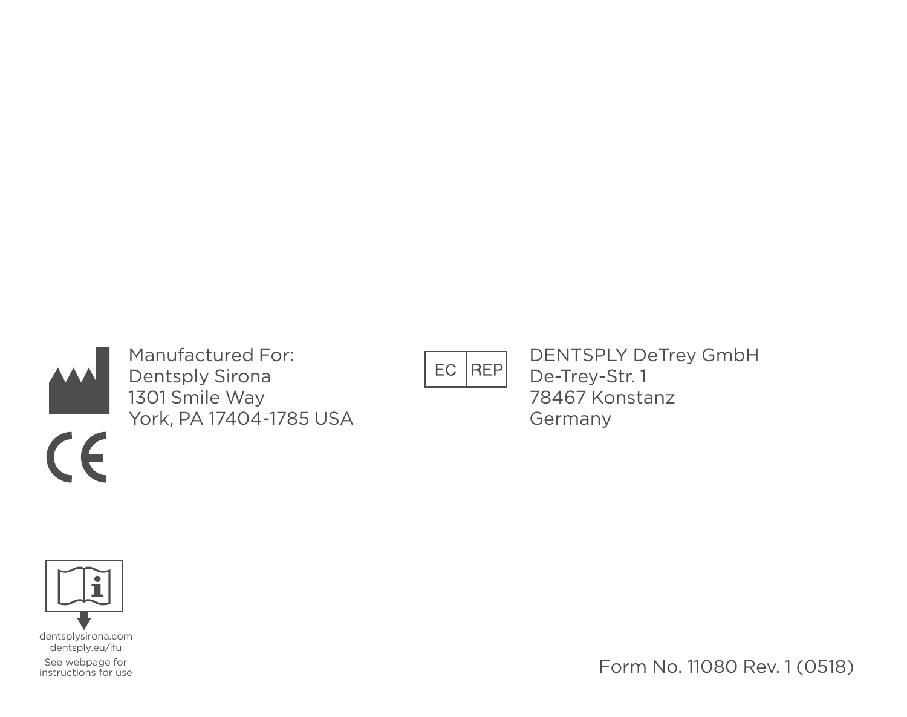Manufactured For:
Dentsply Sirona
1301 Smile Way
York, PA 17404-1785 USA

EC REP

DENTSPLY DeTrey GmbH
De-Trey-Str. 1
78467 Konstanz
Germany

dentsplysirona.com
dentsply.eu/ifu
See webpage for instructions for use

Form No. 11080 Rev. 1 (0518)